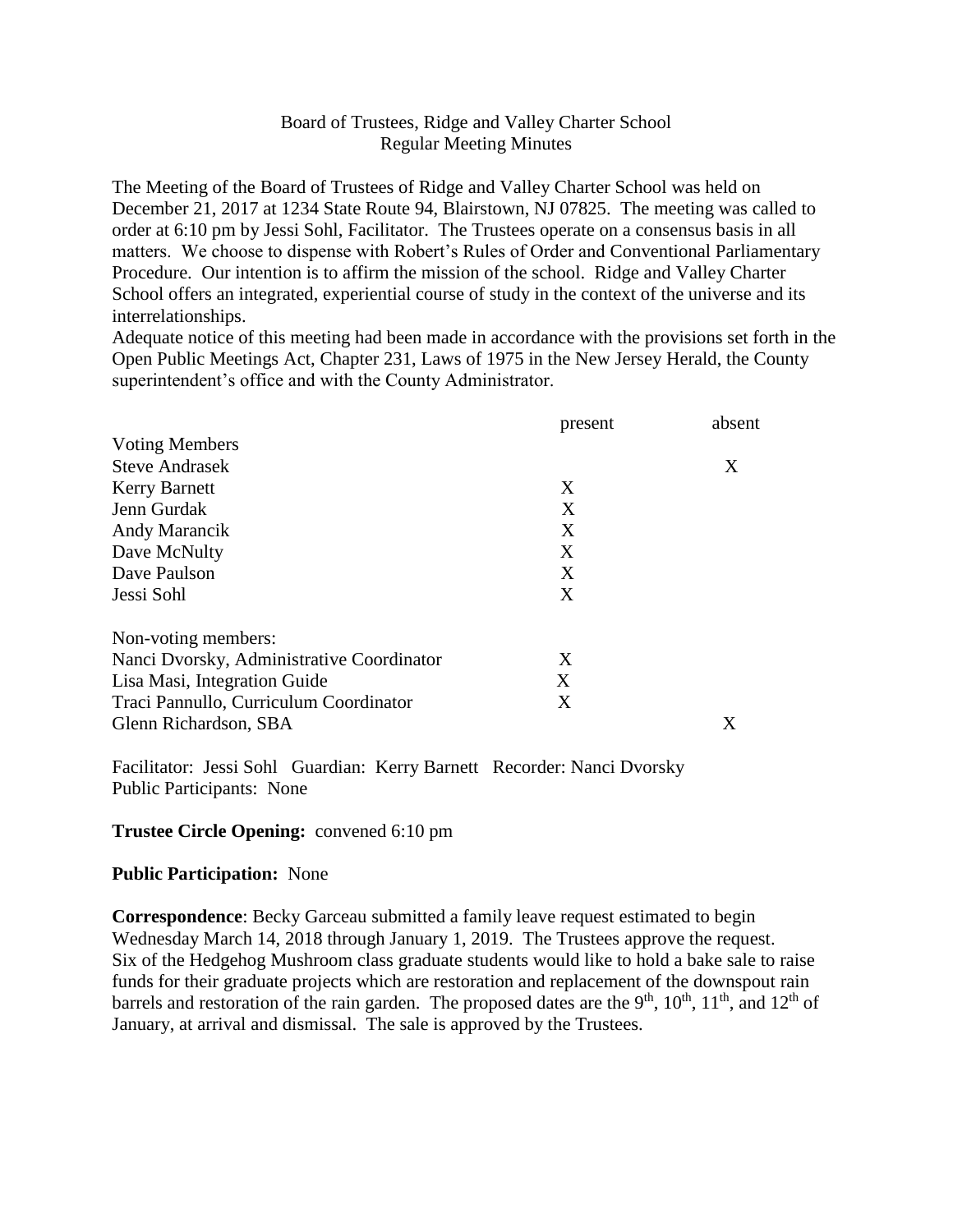Board of Trustees, Ridge and Valley Charter School
Regular Meeting Minutes

The Meeting of the Board of Trustees of Ridge and Valley Charter School was held on December 21, 2017 at 1234 State Route 94, Blairstown, NJ 07825. The meeting was called to order at 6:10 pm by Jessi Sohl, Facilitator. The Trustees operate on a consensus basis in all matters. We choose to dispense with Robert's Rules of Order and Conventional Parliamentary Procedure. Our intention is to affirm the mission of the school. Ridge and Valley Charter School offers an integrated, experiential course of study in the context of the universe and its interrelationships.
Adequate notice of this meeting had been made in accordance with the provisions set forth in the Open Public Meetings Act, Chapter 231, Laws of 1975 in the New Jersey Herald, the County superintendent's office and with the County Administrator.

| | present | absent |
|---|---|---|
| Voting Members | | |
| Steve Andrasek | | X |
| Kerry Barnett | X | |
| Jenn Gurdak | X | |
| Andy Marancik | X | |
| Dave McNulty | X | |
| Dave Paulson | X | |
| Jessi Sohl | X | |
| Non-voting members: | | |
| Nanci Dvorsky, Administrative Coordinator | X | |
| Lisa Masi, Integration Guide | X | |
| Traci Pannullo, Curriculum Coordinator | X | |
| Glenn Richardson, SBA | | X |

Facilitator: Jessi Sohl Guardian: Kerry Barnett Recorder: Nanci Dvorsky
Public Participants: None

**Trustee Circle Opening:** convened 6:10 pm

**Public Participation:** None

**Correspondence**: Becky Garceau submitted a family leave request estimated to begin Wednesday March 14, 2018 through January 1, 2019. The Trustees approve the request.
Six of the Hedgehog Mushroom class graduate students would like to hold a bake sale to raise funds for their graduate projects which are restoration and replacement of the downspout rain barrels and restoration of the rain garden. The proposed dates are the 9th, 10th, 11th, and 12th of January, at arrival and dismissal. The sale is approved by the Trustees.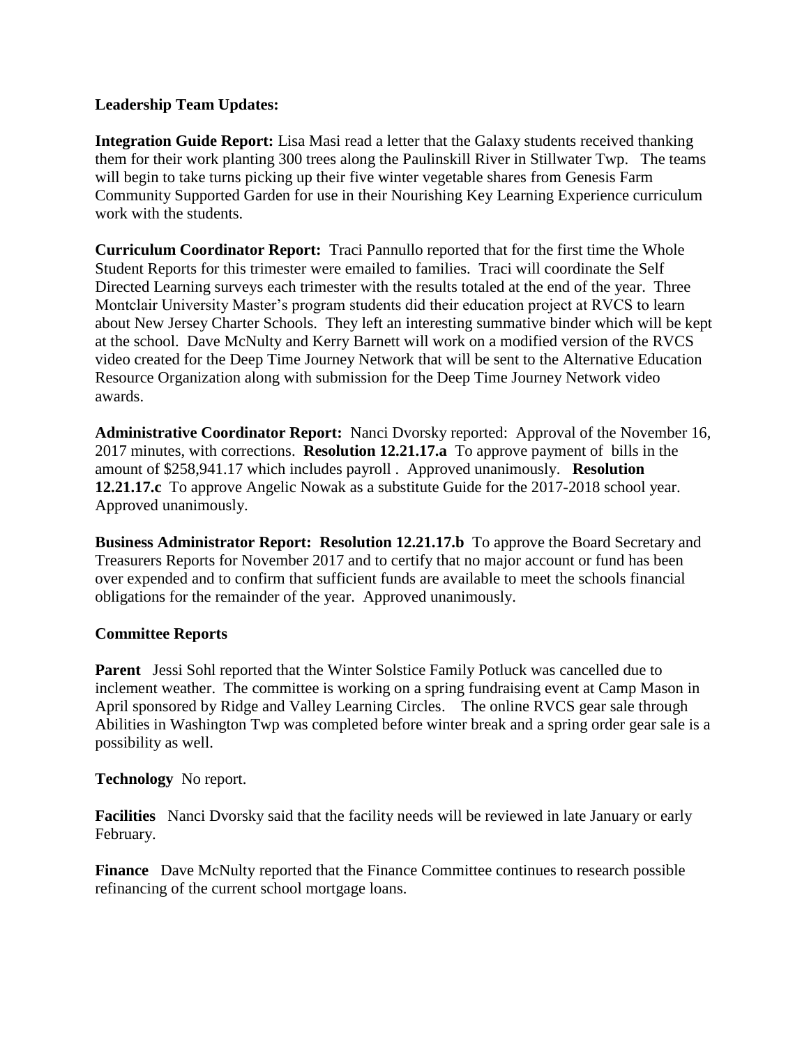**Leadership Team Updates:**

**Integration Guide Report:** Lisa Masi read a letter that the Galaxy students received thanking them for their work planting 300 trees along the Paulinskill River in Stillwater Twp. The teams will begin to take turns picking up their five winter vegetable shares from Genesis Farm Community Supported Garden for use in their Nourishing Key Learning Experience curriculum work with the students.

**Curriculum Coordinator Report:** Traci Pannullo reported that for the first time the Whole Student Reports for this trimester were emailed to families. Traci will coordinate the Self Directed Learning surveys each trimester with the results totaled at the end of the year. Three Montclair University Master's program students did their education project at RVCS to learn about New Jersey Charter Schools. They left an interesting summative binder which will be kept at the school. Dave McNulty and Kerry Barnett will work on a modified version of the RVCS video created for the Deep Time Journey Network that will be sent to the Alternative Education Resource Organization along with submission for the Deep Time Journey Network video awards.

**Administrative Coordinator Report:** Nanci Dvorsky reported: Approval of the November 16, 2017 minutes, with corrections. **Resolution 12.21.17.a** To approve payment of bills in the amount of $258,941.17 which includes payroll . Approved unanimously. **Resolution 12.21.17.c** To approve Angelic Nowak as a substitute Guide for the 2017-2018 school year. Approved unanimously.

**Business Administrator Report: Resolution 12.21.17.b** To approve the Board Secretary and Treasurers Reports for November 2017 and to certify that no major account or fund has been over expended and to confirm that sufficient funds are available to meet the schools financial obligations for the remainder of the year. Approved unanimously.

**Committee Reports**

**Parent** Jessi Sohl reported that the Winter Solstice Family Potluck was cancelled due to inclement weather. The committee is working on a spring fundraising event at Camp Mason in April sponsored by Ridge and Valley Learning Circles. The online RVCS gear sale through Abilities in Washington Twp was completed before winter break and a spring order gear sale is a possibility as well.

**Technology** No report.

**Facilities** Nanci Dvorsky said that the facility needs will be reviewed in late January or early February.

**Finance** Dave McNulty reported that the Finance Committee continues to research possible refinancing of the current school mortgage loans.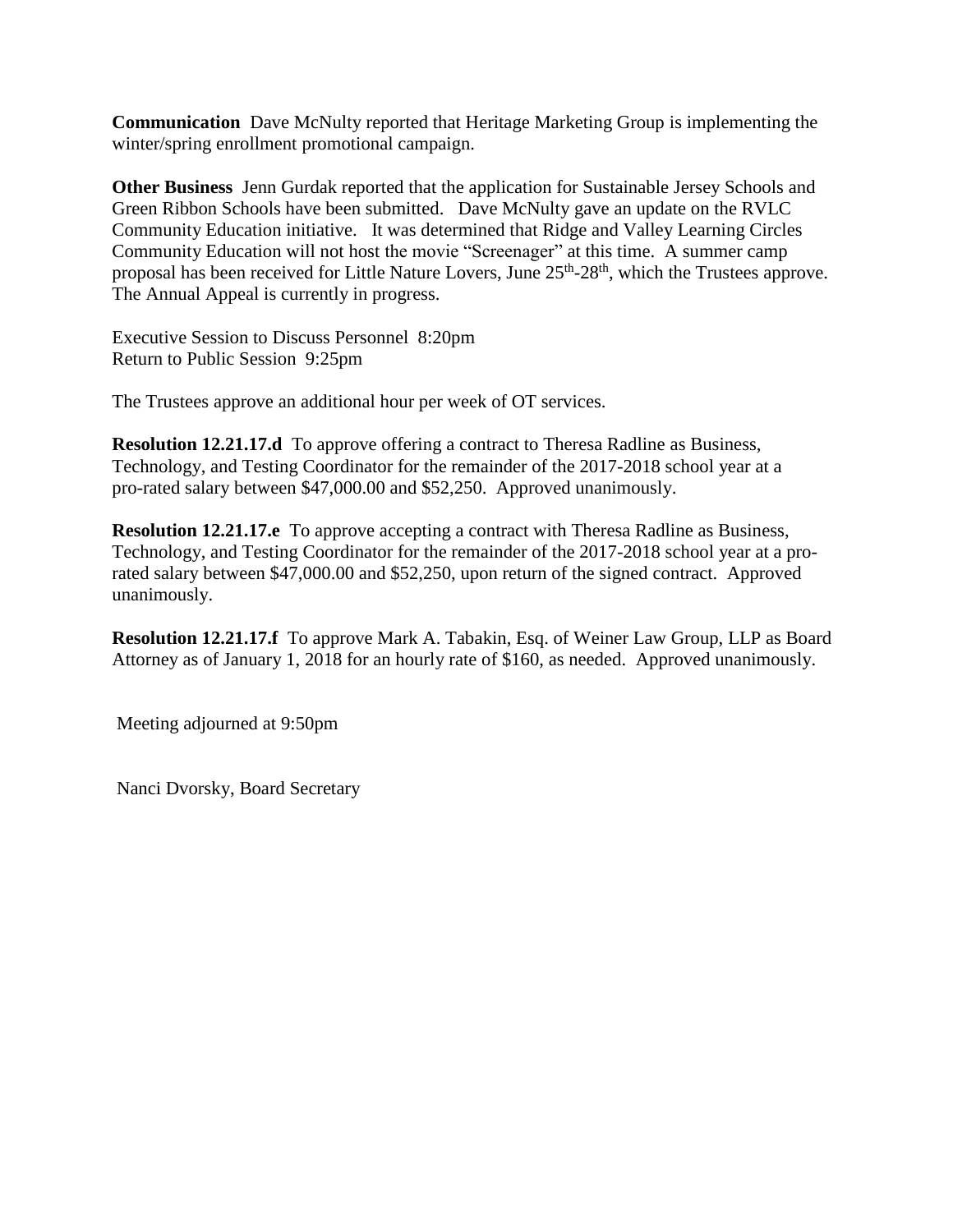**Communication** Dave McNulty reported that Heritage Marketing Group is implementing the winter/spring enrollment promotional campaign.

**Other Business** Jenn Gurdak reported that the application for Sustainable Jersey Schools and Green Ribbon Schools have been submitted. Dave McNulty gave an update on the RVLC Community Education initiative. It was determined that Ridge and Valley Learning Circles Community Education will not host the movie "Screenager" at this time. A summer camp proposal has been received for Little Nature Lovers, June 25th-28th, which the Trustees approve. The Annual Appeal is currently in progress.

Executive Session to Discuss Personnel 8:20pm
Return to Public Session 9:25pm

The Trustees approve an additional hour per week of OT services.

**Resolution 12.21.17.d** To approve offering a contract to Theresa Radline as Business, Technology, and Testing Coordinator for the remainder of the 2017-2018 school year at a pro-rated salary between $47,000.00 and $52,250. Approved unanimously.

**Resolution 12.21.17.e** To approve accepting a contract with Theresa Radline as Business, Technology, and Testing Coordinator for the remainder of the 2017-2018 school year at a pro-rated salary between $47,000.00 and $52,250, upon return of the signed contract. Approved unanimously.

**Resolution 12.21.17.f** To approve Mark A. Tabakin, Esq. of Weiner Law Group, LLP as Board Attorney as of January 1, 2018 for an hourly rate of $160, as needed. Approved unanimously.

Meeting adjourned at 9:50pm

Nanci Dvorsky, Board Secretary